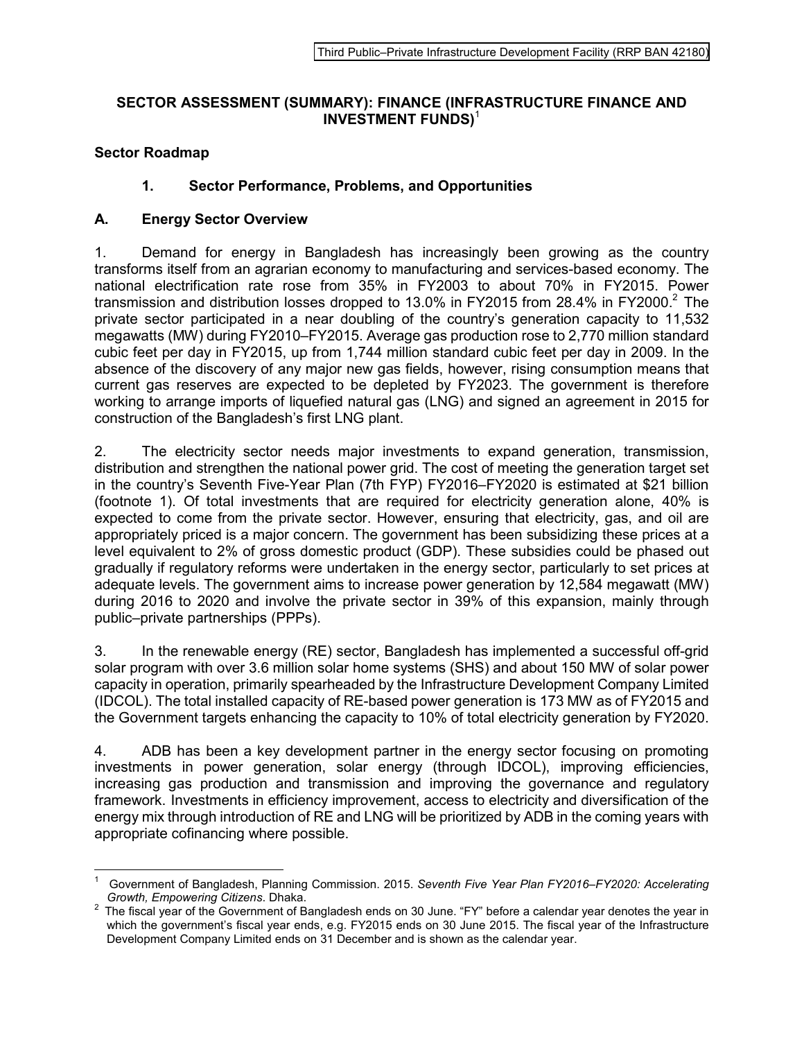# SECTOR ASSESSMENT (SUMMARY): FINANCE (INFRASTRUCTURE FINANCE AND INVESTMENT FUNDS)[1]

## Sector Roadmap

### 1. Sector Performance, Problems, and Opportunities

### A. Energy Sector Overview

1. Demand for energy in Bangladesh has increasingly been growing as the country transforms itself from an agrarian economy to manufacturing and services-based economy. The national electrification rate rose from 35% in FY2003 to about 70% in FY2015. Power transmission and distribution losses dropped to 13.0% in FY2015 from 28.4% in FY2000.[2] The private sector participated in a near doubling of the country's generation capacity to 11,532 megawatts (MW) during FY2010–FY2015. Average gas production rose to 2,770 million standard cubic feet per day in FY2015, up from 1,744 million standard cubic feet per day in 2009. In the absence of the discovery of any major new gas fields, however, rising consumption means that current gas reserves are expected to be depleted by FY2023. The government is therefore working to arrange imports of liquefied natural gas (LNG) and signed an agreement in 2015 for construction of the Bangladesh's first LNG plant.

2. The electricity sector needs major investments to expand generation, transmission, distribution and strengthen the national power grid. The cost of meeting the generation target set in the country's Seventh Five-Year Plan (7th FYP) FY2016–FY2020 is estimated at $21 billion (footnote 1). Of total investments that are required for electricity generation alone, 40% is expected to come from the private sector. However, ensuring that electricity, gas, and oil are appropriately priced is a major concern. The government has been subsidizing these prices at a level equivalent to 2% of gross domestic product (GDP). These subsidies could be phased out gradually if regulatory reforms were undertaken in the energy sector, particularly to set prices at adequate levels. The government aims to increase power generation by 12,584 megawatt (MW) during 2016 to 2020 and involve the private sector in 39% of this expansion, mainly through public–private partnerships (PPPs).

3. In the renewable energy (RE) sector, Bangladesh has implemented a successful off-grid solar program with over 3.6 million solar home systems (SHS) and about 150 MW of solar power capacity in operation, primarily spearheaded by the Infrastructure Development Company Limited (IDCOL). The total installed capacity of RE-based power generation is 173 MW as of FY2015 and the Government targets enhancing the capacity to 10% of total electricity generation by FY2020.

4. ADB has been a key development partner in the energy sector focusing on promoting investments in power generation, solar energy (through IDCOL), improving efficiencies, increasing gas production and transmission and improving the governance and regulatory framework. Investments in efficiency improvement, access to electricity and diversification of the energy mix through introduction of RE and LNG will be prioritized by ADB in the coming years with appropriate cofinancing where possible.

---

[1] Government of Bangladesh, Planning Commission. 2015. *Seventh Five Year Plan FY2016–FY2020: Accelerating Growth, Empowering Citizens*. Dhaka.

[2] The fiscal year of the Government of Bangladesh ends on 30 June. "FY" before a calendar year denotes the year in which the government's fiscal year ends, e.g. FY2015 ends on 30 June 2015. The fiscal year of the Infrastructure Development Company Limited ends on 31 December and is shown as the calendar year.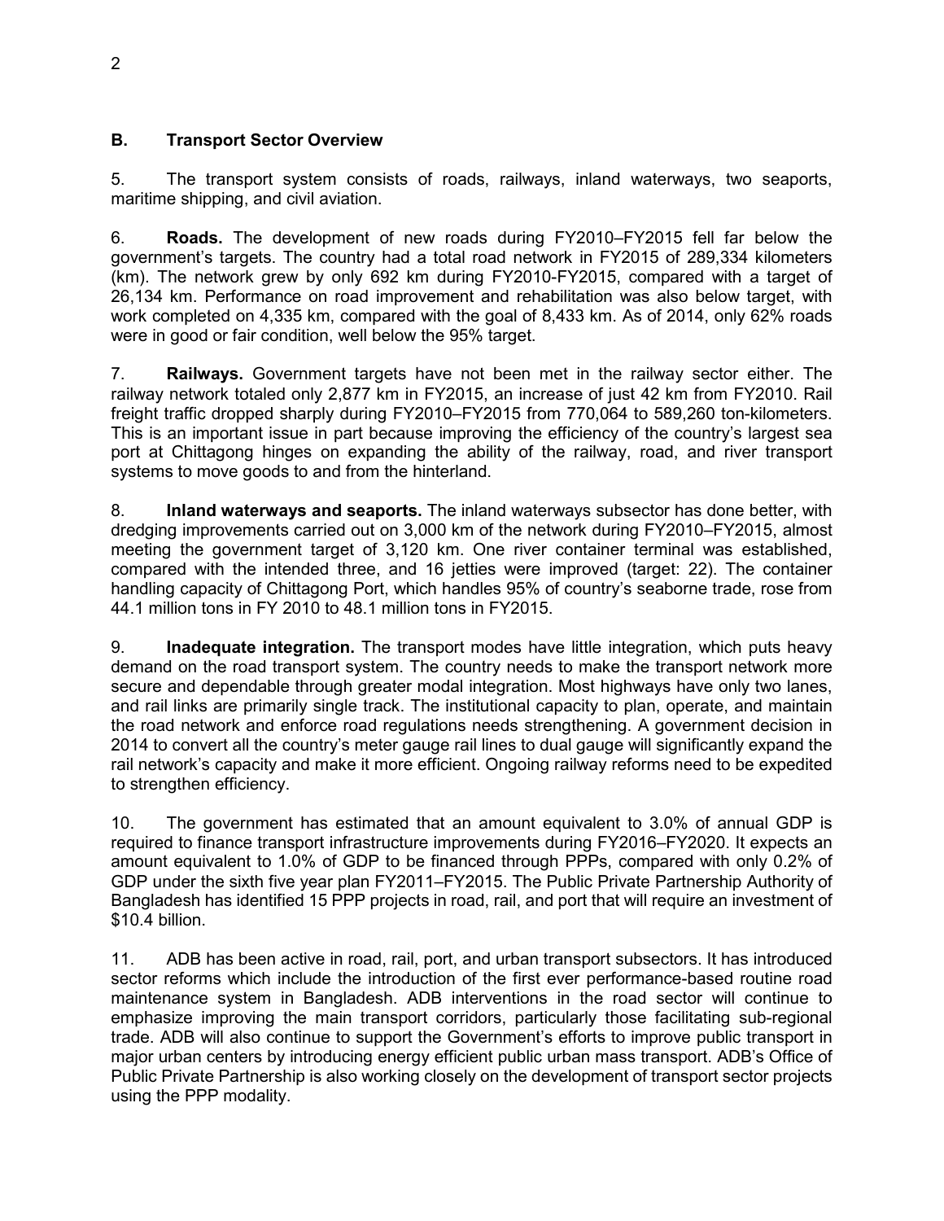## B. Transport Sector Overview

5. The transport system consists of roads, railways, inland waterways, two seaports, maritime shipping, and civil aviation.

6. **Roads.** The development of new roads during FY2010–FY2015 fell far below the government's targets. The country had a total road network in FY2015 of 289,334 kilometers (km). The network grew by only 692 km during FY2010-FY2015, compared with a target of 26,134 km. Performance on road improvement and rehabilitation was also below target, with work completed on 4,335 km, compared with the goal of 8,433 km. As of 2014, only 62% roads were in good or fair condition, well below the 95% target.

7. **Railways.** Government targets have not been met in the railway sector either. The railway network totaled only 2,877 km in FY2015, an increase of just 42 km from FY2010. Rail freight traffic dropped sharply during FY2010–FY2015 from 770,064 to 589,260 ton-kilometers. This is an important issue in part because improving the efficiency of the country's largest sea port at Chittagong hinges on expanding the ability of the railway, road, and river transport systems to move goods to and from the hinterland.

8. **Inland waterways and seaports.** The inland waterways subsector has done better, with dredging improvements carried out on 3,000 km of the network during FY2010–FY2015, almost meeting the government target of 3,120 km. One river container terminal was established, compared with the intended three, and 16 jetties were improved (target: 22). The container handling capacity of Chittagong Port, which handles 95% of country's seaborne trade, rose from 44.1 million tons in FY 2010 to 48.1 million tons in FY2015.

9. **Inadequate integration.** The transport modes have little integration, which puts heavy demand on the road transport system. The country needs to make the transport network more secure and dependable through greater modal integration. Most highways have only two lanes, and rail links are primarily single track. The institutional capacity to plan, operate, and maintain the road network and enforce road regulations needs strengthening. A government decision in 2014 to convert all the country's meter gauge rail lines to dual gauge will significantly expand the rail network's capacity and make it more efficient. Ongoing railway reforms need to be expedited to strengthen efficiency.

10. The government has estimated that an amount equivalent to 3.0% of annual GDP is required to finance transport infrastructure improvements during FY2016–FY2020. It expects an amount equivalent to 1.0% of GDP to be financed through PPPs, compared with only 0.2% of GDP under the sixth five year plan FY2011–FY2015. The Public Private Partnership Authority of Bangladesh has identified 15 PPP projects in road, rail, and port that will require an investment of $10.4 billion.

11. ADB has been active in road, rail, port, and urban transport subsectors. It has introduced sector reforms which include the introduction of the first ever performance-based routine road maintenance system in Bangladesh. ADB interventions in the road sector will continue to emphasize improving the main transport corridors, particularly those facilitating sub-regional trade. ADB will also continue to support the Government's efforts to improve public transport in major urban centers by introducing energy efficient public urban mass transport. ADB's Office of Public Private Partnership is also working closely on the development of transport sector projects using the PPP modality.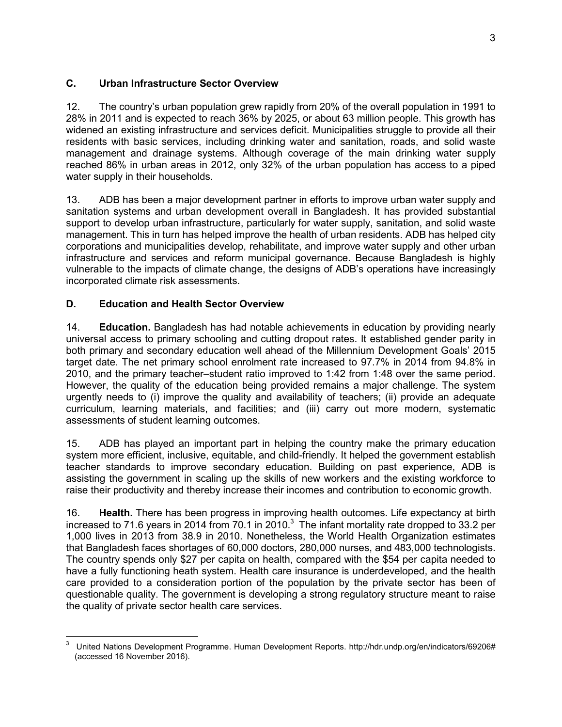## C. Urban Infrastructure Sector Overview

12. The country's urban population grew rapidly from 20% of the overall population in 1991 to 28% in 2011 and is expected to reach 36% by 2025, or about 63 million people. This growth has widened an existing infrastructure and services deficit. Municipalities struggle to provide all their residents with basic services, including drinking water and sanitation, roads, and solid waste management and drainage systems. Although coverage of the main drinking water supply reached 86% in urban areas in 2012, only 32% of the urban population has access to a piped water supply in their households.

13. ADB has been a major development partner in efforts to improve urban water supply and sanitation systems and urban development overall in Bangladesh. It has provided substantial support to develop urban infrastructure, particularly for water supply, sanitation, and solid waste management. This in turn has helped improve the health of urban residents. ADB has helped city corporations and municipalities develop, rehabilitate, and improve water supply and other urban infrastructure and services and reform municipal governance. Because Bangladesh is highly vulnerable to the impacts of climate change, the designs of ADB's operations have increasingly incorporated climate risk assessments.

## D. Education and Health Sector Overview

14. **Education.** Bangladesh has had notable achievements in education by providing nearly universal access to primary schooling and cutting dropout rates. It established gender parity in both primary and secondary education well ahead of the Millennium Development Goals' 2015 target date. The net primary school enrolment rate increased to 97.7% in 2014 from 94.8% in 2010, and the primary teacher–student ratio improved to 1:42 from 1:48 over the same period. However, the quality of the education being provided remains a major challenge. The system urgently needs to (i) improve the quality and availability of teachers; (ii) provide an adequate curriculum, learning materials, and facilities; and (iii) carry out more modern, systematic assessments of student learning outcomes.

15. ADB has played an important part in helping the country make the primary education system more efficient, inclusive, equitable, and child-friendly. It helped the government establish teacher standards to improve secondary education. Building on past experience, ADB is assisting the government in scaling up the skills of new workers and the existing workforce to raise their productivity and thereby increase their incomes and contribution to economic growth.

16. **Health.** There has been progress in improving health outcomes. Life expectancy at birth increased to 71.6 years in 2014 from 70.1 in 2010.[3] The infant mortality rate dropped to 33.2 per 1,000 lives in 2013 from 38.9 in 2010. Nonetheless, the World Health Organization estimates that Bangladesh faces shortages of 60,000 doctors, 280,000 nurses, and 483,000 technologists. The country spends only $27 per capita on health, compared with the $54 per capita needed to have a fully functioning heath system. Health care insurance is underdeveloped, and the health care provided to a consideration portion of the population by the private sector has been of questionable quality. The government is developing a strong regulatory structure meant to raise the quality of private sector health care services.

---

[3] United Nations Development Programme. Human Development Reports. http://hdr.undp.org/en/indicators/69206# (accessed 16 November 2016).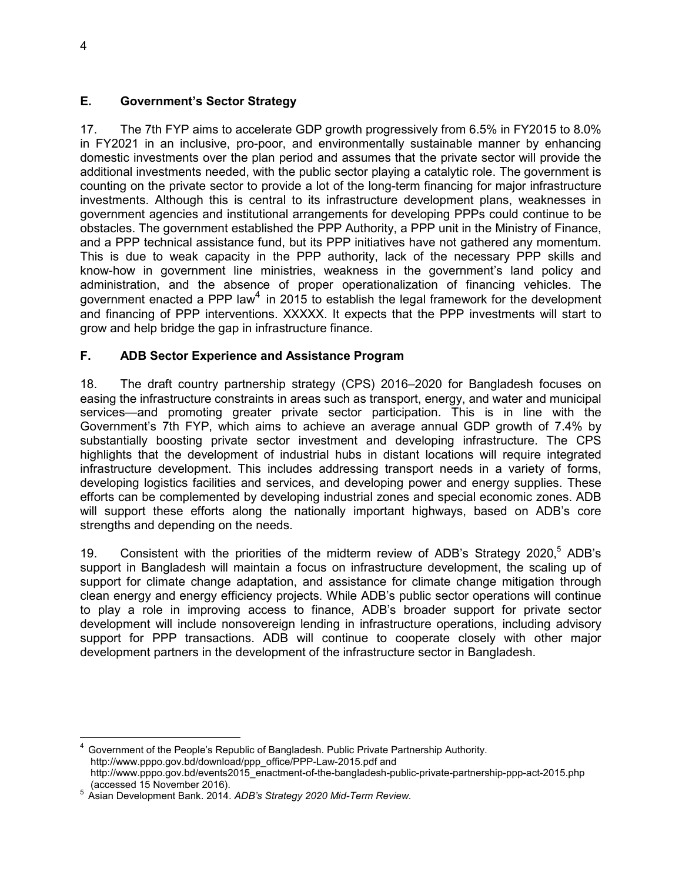## E. Government's Sector Strategy

17. The 7th FYP aims to accelerate GDP growth progressively from 6.5% in FY2015 to 8.0% in FY2021 in an inclusive, pro-poor, and environmentally sustainable manner by enhancing domestic investments over the plan period and assumes that the private sector will provide the additional investments needed, with the public sector playing a catalytic role. The government is counting on the private sector to provide a lot of the long-term financing for major infrastructure investments. Although this is central to its infrastructure development plans, weaknesses in government agencies and institutional arrangements for developing PPPs could continue to be obstacles. The government established the PPP Authority, a PPP unit in the Ministry of Finance, and a PPP technical assistance fund, but its PPP initiatives have not gathered any momentum. This is due to weak capacity in the PPP authority, lack of the necessary PPP skills and know-how in government line ministries, weakness in the government's land policy and administration, and the absence of proper operationalization of financing vehicles. The government enacted a PPP law[4] in 2015 to establish the legal framework for the development and financing of PPP interventions. XXXXX. It expects that the PPP investments will start to grow and help bridge the gap in infrastructure finance.

## F. ADB Sector Experience and Assistance Program

18. The draft country partnership strategy (CPS) 2016–2020 for Bangladesh focuses on easing the infrastructure constraints in areas such as transport, energy, and water and municipal services—and promoting greater private sector participation. This is in line with the Government's 7th FYP, which aims to achieve an average annual GDP growth of 7.4% by substantially boosting private sector investment and developing infrastructure. The CPS highlights that the development of industrial hubs in distant locations will require integrated infrastructure development. This includes addressing transport needs in a variety of forms, developing logistics facilities and services, and developing power and energy supplies. These efforts can be complemented by developing industrial zones and special economic zones. ADB will support these efforts along the nationally important highways, based on ADB's core strengths and depending on the needs.

19. Consistent with the priorities of the midterm review of ADB's Strategy 2020,[5] ADB's support in Bangladesh will maintain a focus on infrastructure development, the scaling up of support for climate change adaptation, and assistance for climate change mitigation through clean energy and energy efficiency projects. While ADB's public sector operations will continue to play a role in improving access to finance, ADB's broader support for private sector development will include nonsovereign lending in infrastructure operations, including advisory support for PPP transactions. ADB will continue to cooperate closely with other major development partners in the development of the infrastructure sector in Bangladesh.

---

[4] Government of the People's Republic of Bangladesh. Public Private Partnership Authority. http://www.pppo.gov.bd/download/ppp_office/PPP-Law-2015.pdf and http://www.pppo.gov.bd/events2015_enactment-of-the-bangladesh-public-private-partnership-ppp-act-2015.php (accessed 15 November 2016).

[5] Asian Development Bank. 2014. *ADB's Strategy 2020 Mid-Term Review.*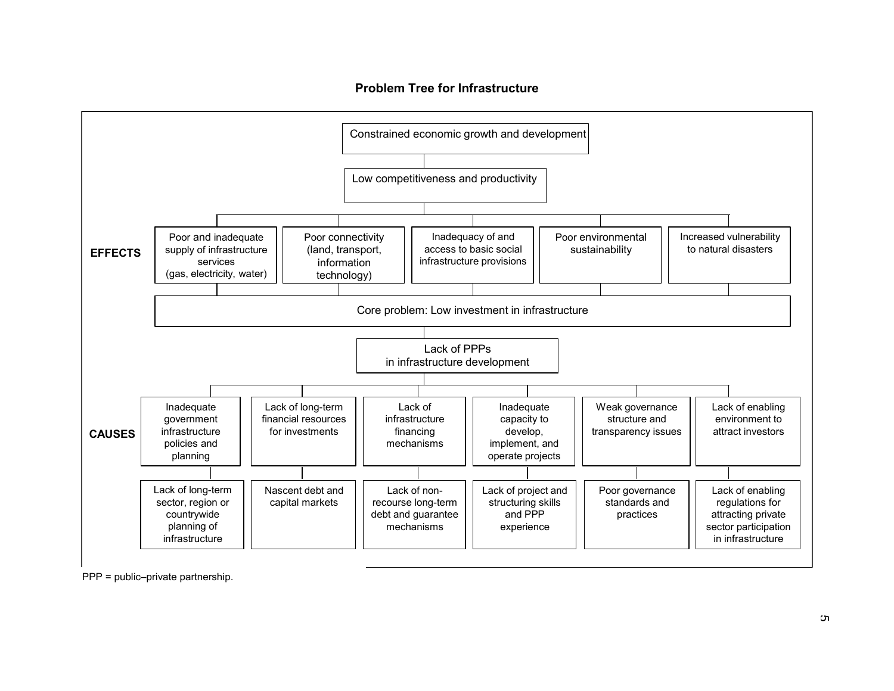## Problem Tree for Infrastructure

Constrained economic growth and development

Low competitiveness and productivity

**EFFECTS**

Poor and inadequate supply of infrastructure services (gas, electricity, water)

Poor connectivity (land, transport, information technology)

Inadequacy of and access to basic social infrastructure provisions

Poor environmental sustainability

Increased vulnerability to natural disasters

Core problem: Low investment in infrastructure

Lack of PPPs in infrastructure development

**CAUSES**

Inadequate government infrastructure policies and planning

Lack of long-term financial resources for investments

Lack of infrastructure financing mechanisms

Inadequate capacity to develop, implement, and operate projects

Weak governance structure and transparency issues

Lack of enabling environment to attract investors

Lack of long-term sector, region or countrywide planning of infrastructure

Nascent debt and capital markets

Lack of non-recourse long-term debt and guarantee mechanisms

Lack of project and structuring skills and PPP experience

Poor governance standards and practices

Lack of enabling regulations for attracting private sector participation in infrastructure

PPP = public–private partnership.